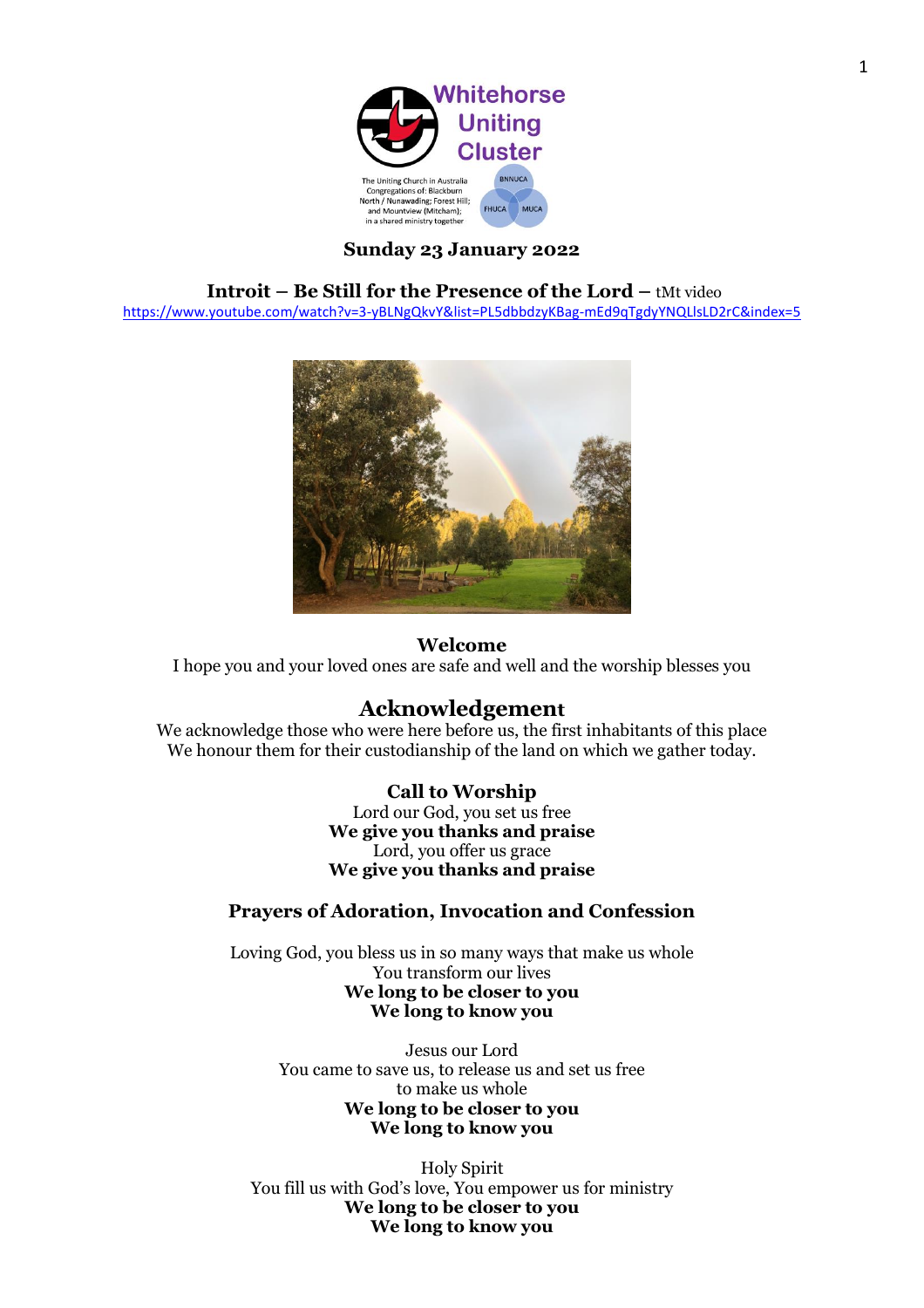Whitehorse Uniting Cluster

The Uniting Church in Australia Congregations of: Blackburn North / Nunawading; Forest Hill; and Mountview (Mitcham); in a shared ministry together

BNNUCA FHUCA MUCA

**Sunday 23 January 2022**

**Introit – Be Still for the Presence of the Lord –** tMt video
https://www.youtube.com/watch?v=3-yBLNgQkvY&list=PL5dbbdzyKBag-mEd9qTgdyYNQLlsLD2rC&index=5

## Welcome

I hope you and your loved ones are safe and well and the worship blesses you

## Acknowledgement

We acknowledge those who were here before us, the first inhabitants of this place
We honour them for their custodianship of the land on which we gather today.

## Call to Worship

Lord our God, you set us free
**We give you thanks and praise**
Lord, you offer us grace
**We give you thanks and praise**

## Prayers of Adoration, Invocation and Confession

Loving God, you bless us in so many ways that make us whole
You transform our lives
**We long to be closer to you**
**We long to know you**

Jesus our Lord
You came to save us, to release us and set us free
to make us whole
**We long to be closer to you**
**We long to know you**

Holy Spirit
You fill us with God's love, You empower us for ministry
**We long to be closer to you**
**We long to know you**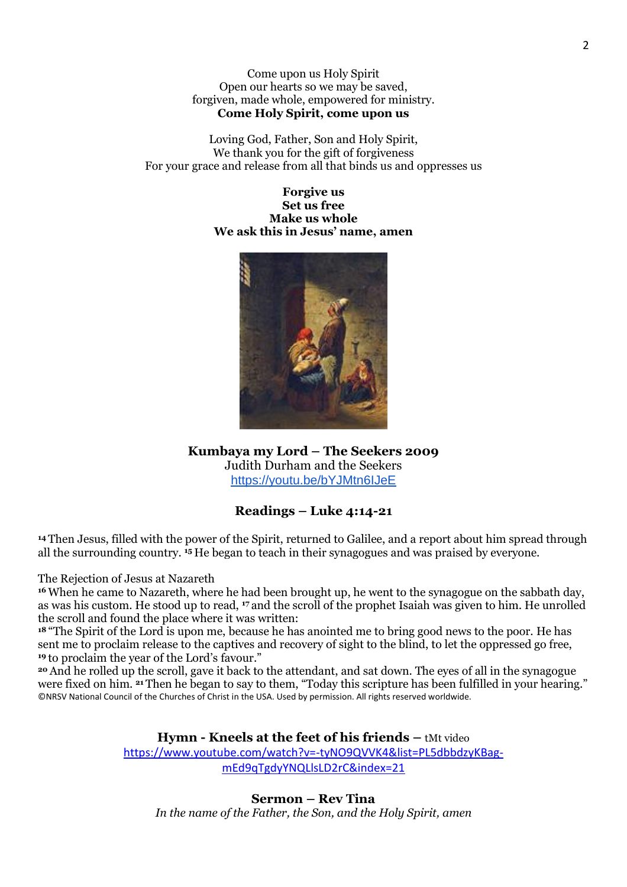Come upon us Holy Spirit
Open our hearts so we may be saved,
forgiven, made whole, empowered for ministry.
**Come Holy Spirit, come upon us**

Loving God, Father, Son and Holy Spirit,
We thank you for the gift of forgiveness
For your grace and release from all that binds us and oppresses us

**Forgive us**
**Set us free**
**Make us whole**
**We ask this in Jesus' name, amen**

**Kumbaya my Lord – The Seekers 2009**
Judith Durham and the Seekers
https://youtu.be/bYJMtn6IJeE

## Readings – Luke 4:14-21

[14] Then Jesus, filled with the power of the Spirit, returned to Galilee, and a report about him spread through all the surrounding country. [15] He began to teach in their synagogues and was praised by everyone.

The Rejection of Jesus at Nazareth
[16] When he came to Nazareth, where he had been brought up, he went to the synagogue on the sabbath day, as was his custom. He stood up to read, [17] and the scroll of the prophet Isaiah was given to him. He unrolled the scroll and found the place where it was written:
[18] "The Spirit of the Lord is upon me, because he has anointed me to bring good news to the poor. He has sent me to proclaim release to the captives and recovery of sight to the blind, to let the oppressed go free,
[19] to proclaim the year of the Lord's favour."
[20] And he rolled up the scroll, gave it back to the attendant, and sat down. The eyes of all in the synagogue were fixed on him. [21] Then he began to say to them, "Today this scripture has been fulfilled in your hearing."
©NRSV National Council of the Churches of Christ in the USA. Used by permission. All rights reserved worldwide.

**Hymn - Kneels at the feet of his friends –** tMt video
https://www.youtube.com/watch?v=-tyNO9QVVK4&list=PL5dbbdzyKBag-mEd9qTgdyYNQLlsLD2rC&index=21

**Sermon – Rev Tina**
*In the name of the Father, the Son, and the Holy Spirit, amen*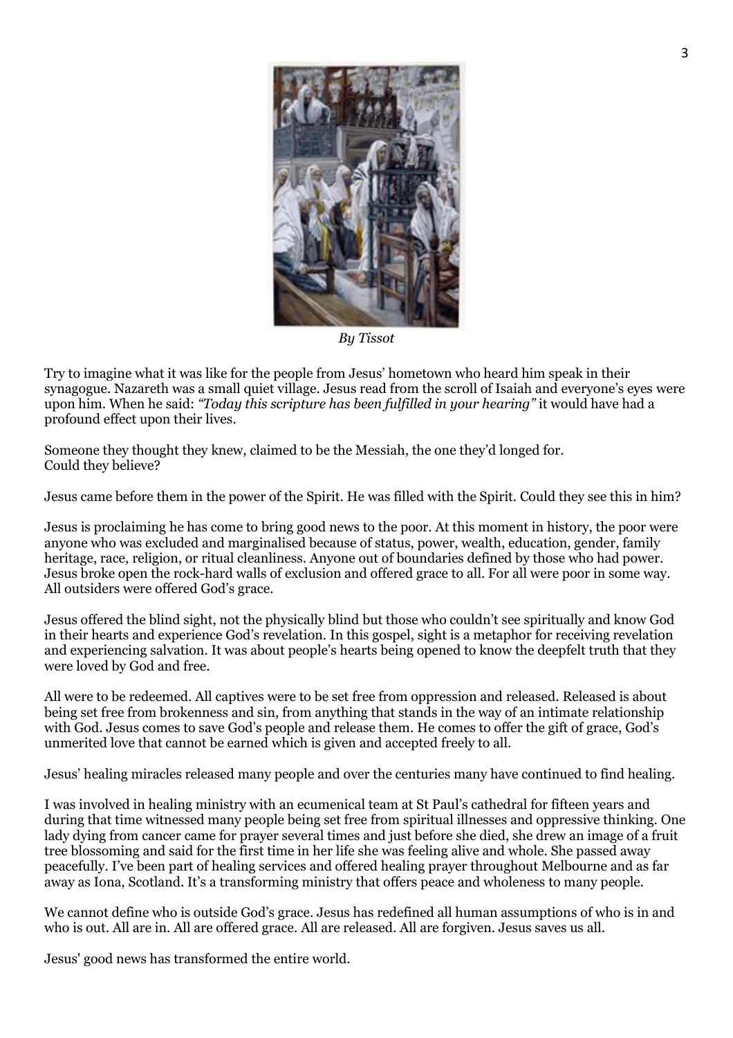*By Tissot*

Try to imagine what it was like for the people from Jesus' hometown who heard him speak in their synagogue. Nazareth was a small quiet village. Jesus read from the scroll of Isaiah and everyone's eyes were upon him. When he said: *"Today this scripture has been fulfilled in your hearing"* it would have had a profound effect upon their lives.

Someone they thought they knew, claimed to be the Messiah, the one they'd longed for.
Could they believe?

Jesus came before them in the power of the Spirit. He was filled with the Spirit. Could they see this in him?

Jesus is proclaiming he has come to bring good news to the poor. At this moment in history, the poor were anyone who was excluded and marginalised because of status, power, wealth, education, gender, family heritage, race, religion, or ritual cleanliness. Anyone out of boundaries defined by those who had power. Jesus broke open the rock-hard walls of exclusion and offered grace to all. For all were poor in some way. All outsiders were offered God's grace.

Jesus offered the blind sight, not the physically blind but those who couldn't see spiritually and know God in their hearts and experience God's revelation. In this gospel, sight is a metaphor for receiving revelation and experiencing salvation. It was about people's hearts being opened to know the deepfelt truth that they were loved by God and free.

All were to be redeemed. All captives were to be set free from oppression and released. Released is about being set free from brokenness and sin, from anything that stands in the way of an intimate relationship with God. Jesus comes to save God's people and release them. He comes to offer the gift of grace, God's unmerited love that cannot be earned which is given and accepted freely to all.

Jesus' healing miracles released many people and over the centuries many have continued to find healing.

I was involved in healing ministry with an ecumenical team at St Paul's cathedral for fifteen years and during that time witnessed many people being set free from spiritual illnesses and oppressive thinking. One lady dying from cancer came for prayer several times and just before she died, she drew an image of a fruit tree blossoming and said for the first time in her life she was feeling alive and whole. She passed away peacefully. I've been part of healing services and offered healing prayer throughout Melbourne and as far away as Iona, Scotland. It's a transforming ministry that offers peace and wholeness to many people.

We cannot define who is outside God's grace. Jesus has redefined all human assumptions of who is in and who is out. All are in. All are offered grace. All are released. All are forgiven. Jesus saves us all.

Jesus' good news has transformed the entire world.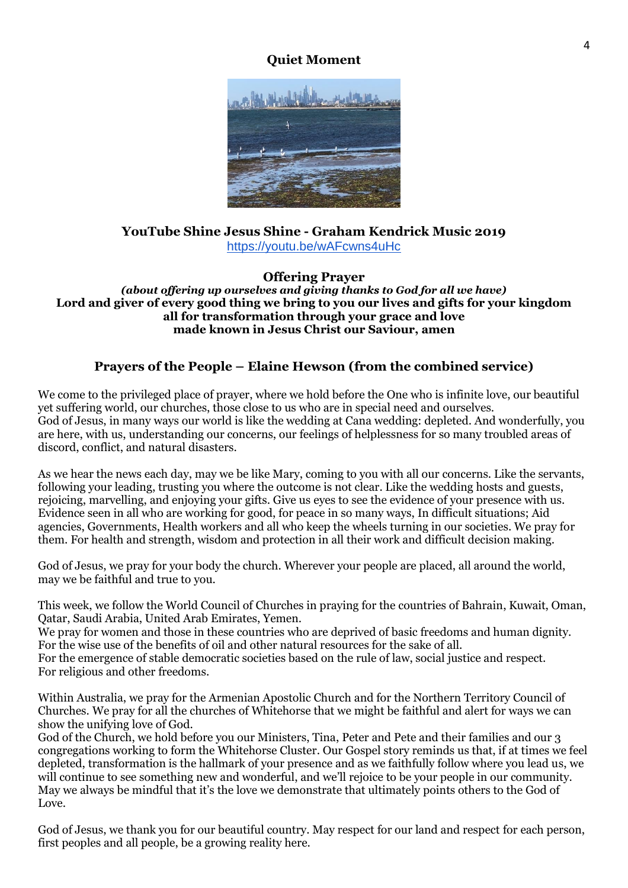### Quiet Moment

**YouTube Shine Jesus Shine - Graham Kendrick Music 2019**
https://youtu.be/wAFcwns4uHc

**Offering Prayer**
***(about offering up ourselves and giving thanks to God for all we have)***
**Lord and giver of every good thing we bring to you our lives and gifts for your kingdom**
**all for transformation through your grace and love**
**made known in Jesus Christ our Saviour, amen**

### Prayers of the People – Elaine Hewson (from the combined service)

We come to the privileged place of prayer, where we hold before the One who is infinite love, our beautiful yet suffering world, our churches, those close to us who are in special need and ourselves.
God of Jesus, in many ways our world is like the wedding at Cana wedding: depleted. And wonderfully, you are here, with us, understanding our concerns, our feelings of helplessness for so many troubled areas of discord, conflict, and natural disasters.

As we hear the news each day, may we be like Mary, coming to you with all our concerns. Like the servants, following your leading, trusting you where the outcome is not clear. Like the wedding hosts and guests, rejoicing, marvelling, and enjoying your gifts. Give us eyes to see the evidence of your presence with us. Evidence seen in all who are working for good, for peace in so many ways, In difficult situations; Aid agencies, Governments, Health workers and all who keep the wheels turning in our societies. We pray for them. For health and strength, wisdom and protection in all their work and difficult decision making.

God of Jesus, we pray for your body the church. Wherever your people are placed, all around the world, may we be faithful and true to you.

This week, we follow the World Council of Churches in praying for the countries of Bahrain, Kuwait, Oman, Qatar, Saudi Arabia, United Arab Emirates, Yemen.
We pray for women and those in these countries who are deprived of basic freedoms and human dignity.
For the wise use of the benefits of oil and other natural resources for the sake of all.
For the emergence of stable democratic societies based on the rule of law, social justice and respect.
For religious and other freedoms.

Within Australia, we pray for the Armenian Apostolic Church and for the Northern Territory Council of Churches. We pray for all the churches of Whitehorse that we might be faithful and alert for ways we can show the unifying love of God.
God of the Church, we hold before you our Ministers, Tina, Peter and Pete and their families and our 3 congregations working to form the Whitehorse Cluster. Our Gospel story reminds us that, if at times we feel depleted, transformation is the hallmark of your presence and as we faithfully follow where you lead us, we will continue to see something new and wonderful, and we'll rejoice to be your people in our community. May we always be mindful that it's the love we demonstrate that ultimately points others to the God of Love.

God of Jesus, we thank you for our beautiful country. May respect for our land and respect for each person, first peoples and all people, be a growing reality here.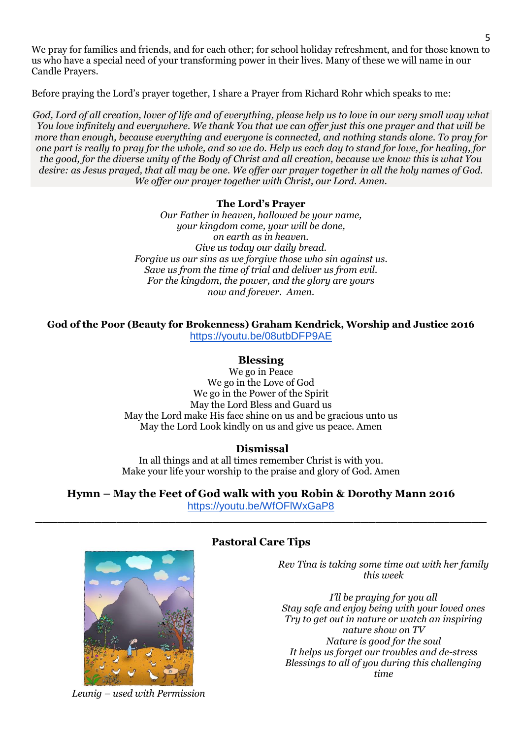We pray for families and friends, and for each other; for school holiday refreshment, and for those known to us who have a special need of your transforming power in their lives. Many of these we will name in our Candle Prayers.

Before praying the Lord's prayer together, I share a Prayer from Richard Rohr which speaks to me:

*God, Lord of all creation, lover of life and of everything, please help us to love in our very small way what You love infinitely and everywhere. We thank You that we can offer just this one prayer and that will be more than enough, because everything and everyone is connected, and nothing stands alone. To pray for one part is really to pray for the whole, and so we do. Help us each day to stand for love, for healing, for the good, for the diverse unity of the Body of Christ and all creation, because we know this is what You desire: as Jesus prayed, that all may be one. We offer our prayer together in all the holy names of God. We offer our prayer together with Christ, our Lord. Amen.*

**The Lord's Prayer**

*Our Father in heaven, hallowed be your name,*
*your kingdom come, your will be done,*
*on earth as in heaven.*
*Give us today our daily bread.*
*Forgive us our sins as we forgive those who sin against us.*
*Save us from the time of trial and deliver us from evil.*
*For the kingdom, the power, and the glory are yours*
*now and forever. Amen.*

**God of the Poor (Beauty for Brokenness) Graham Kendrick, Worship and Justice 2016**
https://youtu.be/08utbDFP9AE

## Blessing

We go in Peace
We go in the Love of God
We go in the Power of the Spirit
May the Lord Bless and Guard us
May the Lord make His face shine on us and be gracious unto us
May the Lord Look kindly on us and give us peace. Amen

## Dismissal

In all things and at all times remember Christ is with you.
Make your life your worship to the praise and glory of God. Amen

**Hymn – May the Feet of God walk with you Robin & Dorothy Mann 2016**
https://youtu.be/WfOFlWxGaP8

---

## Pastoral Care Tips

*Rev Tina is taking some time out with her family this week*

*I'll be praying for you all*
*Stay safe and enjoy being with your loved ones*
*Try to get out in nature or watch an inspiring nature show on TV*
*Nature is good for the soul*
*It helps us forget our troubles and de-stress*
*Blessings to all of you during this challenging time*

*Leunig – used with Permission*